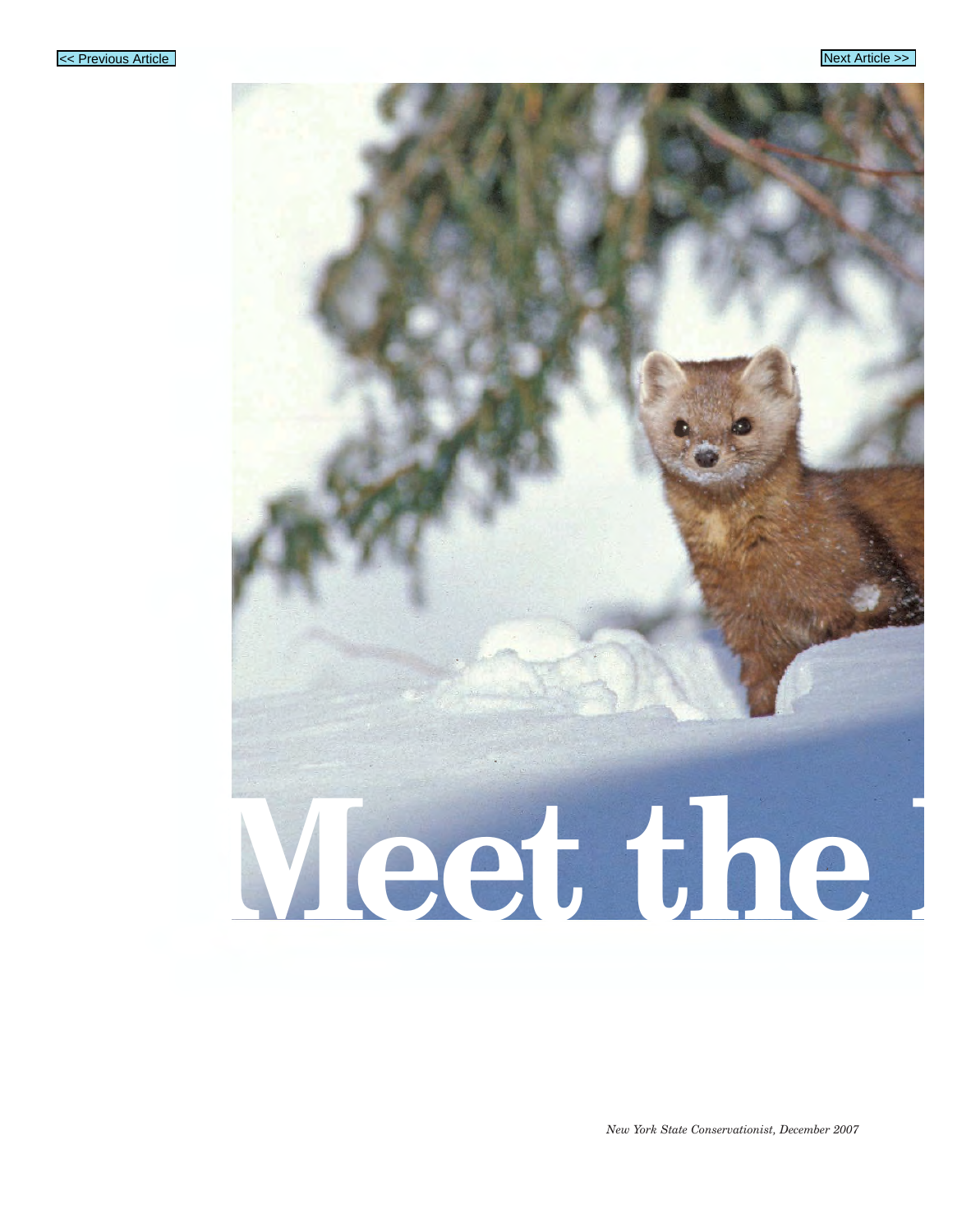# Meet the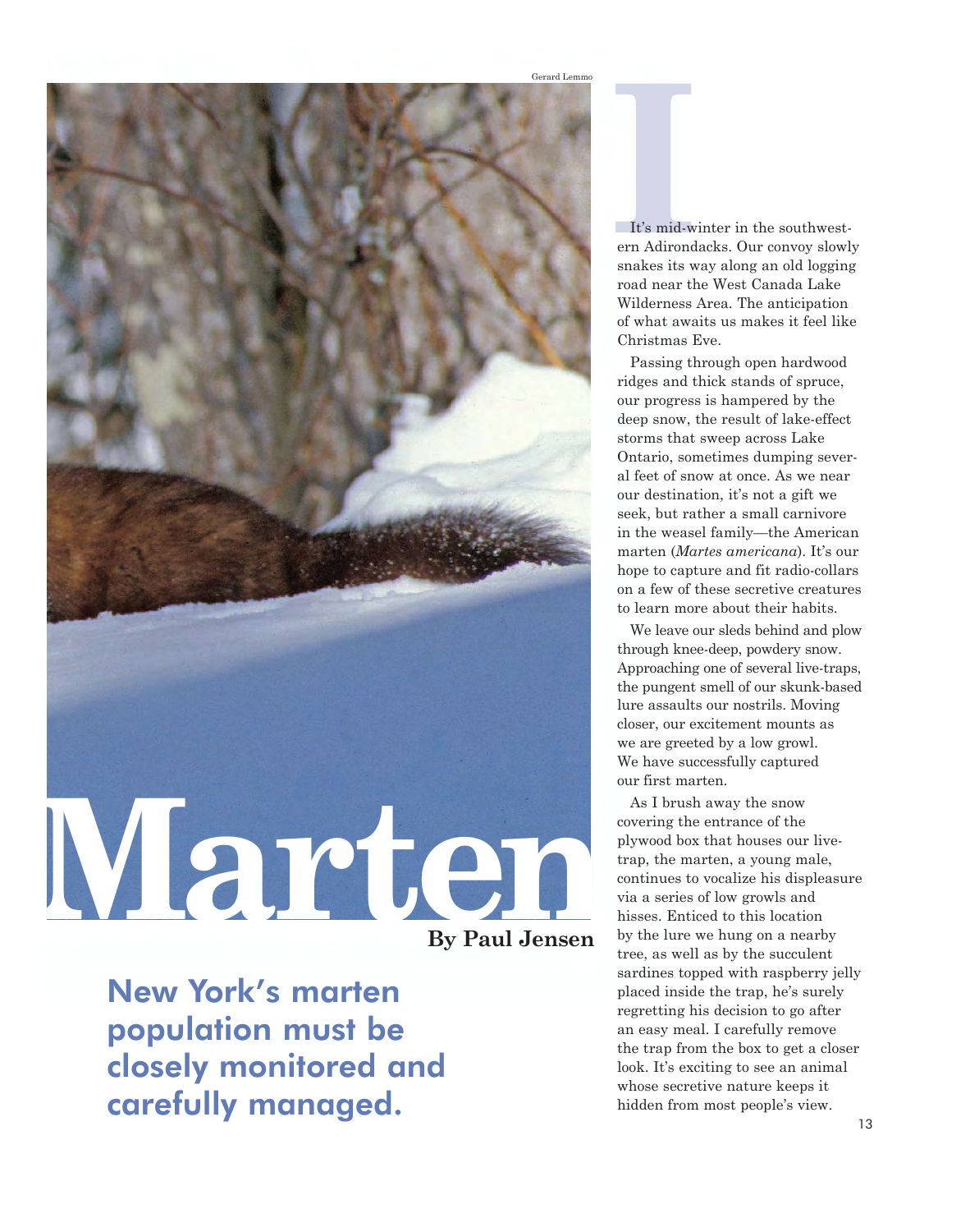# Marten

**By Paul Jensen**

## New York's marten population must be closely monitored and carefully managed.

It's mid-winter in the southwestern Adirondacks. Our convoy slowly snakes its way along an old logging road near the West Canada Lake Wilderness Area. The anticipation of what awaits us makes it feel like Christmas Eve.

Passing through open hardwood ridges and thick stands of spruce, our progress is hampered by the deep snow, the result of lake-effect storms that sweep across Lake Ontario, sometimes dumping several feet of snow at once. As we near our destination, it's not a gift we seek, but rather a small carnivore in the weasel family—the American marten (*Martes americana*). It's our hope to capture and fit radio-collars on a few of these secretive creatures to learn more about their habits.

We leave our sleds behind and plow through knee-deep, powdery snow. Approaching one of several live-traps, the pungent smell of our skunk-based lure assaults our nostrils. Moving closer, our excitement mounts as we are greeted by a low growl. We have successfully captured our first marten.

As I brush away the snow covering the entrance of the plywood box that houses our live-trap, the marten, a young male, continues to vocalize his displeasure via a series of low growls and hisses. Enticed to this location by the lure we hung on a nearby tree, as well as by the succulent sardines topped with raspberry jelly placed inside the trap, he's surely regretting his decision to go after an easy meal. I carefully remove the trap from the box to get a closer look. It's exciting to see an animal whose secretive nature keeps it hidden from most people's view.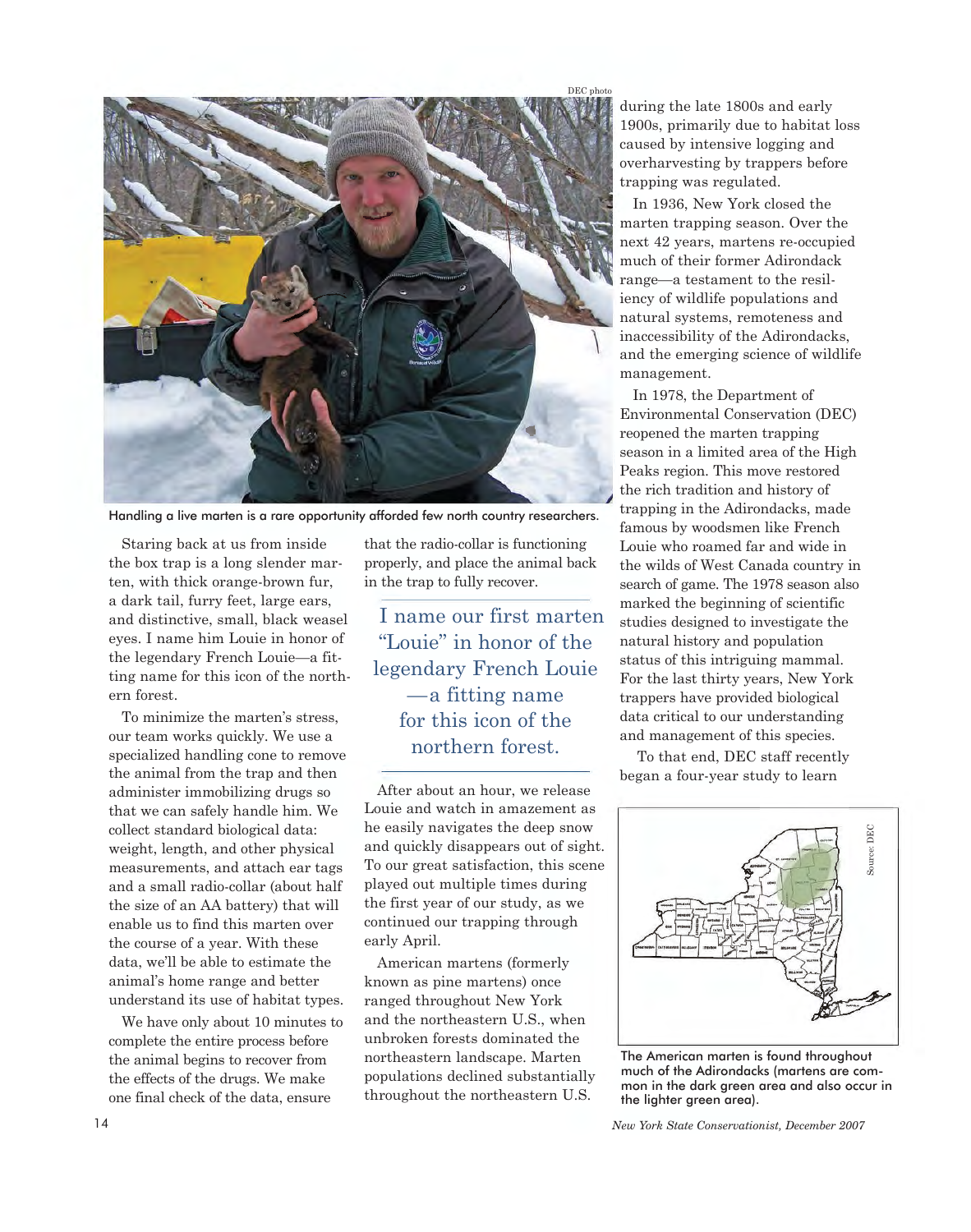Handling a live marten is a rare opportunity afforded few north country researchers.

Staring back at us from inside the box trap is a long slender marten, with thick orange-brown fur, a dark tail, furry feet, large ears, and distinctive, small, black weasel eyes. I name him Louie in honor of the legendary French Louie—a fitting name for this icon of the northern forest.

To minimize the marten's stress, our team works quickly. We use a specialized handling cone to remove the animal from the trap and then administer immobilizing drugs so that we can safely handle him. We collect standard biological data: weight, length, and other physical measurements, and attach ear tags and a small radio-collar (about half the size of an AA battery) that will enable us to find this marten over the course of a year. With these data, we'll be able to estimate the animal's home range and better understand its use of habitat types.

We have only about 10 minutes to complete the entire process before the animal begins to recover from the effects of the drugs. We make one final check of the data, ensure that the radio-collar is functioning properly, and place the animal back in the trap to fully recover.

> I name our first marten "Louie" in honor of the legendary French Louie—a fitting name for this icon of the northern forest.

After about an hour, we release Louie and watch in amazement as he easily navigates the deep snow and quickly disappears out of sight. To our great satisfaction, this scene played out multiple times during the first year of our study, as we continued our trapping through early April.

American martens (formerly known as pine martens) once ranged throughout New York and the northeastern U.S., when unbroken forests dominated the northeastern landscape. Marten populations declined substantially throughout the northeastern U.S. during the late 1800s and early 1900s, primarily due to habitat loss caused by intensive logging and overharvesting by trappers before trapping was regulated.

In 1936, New York closed the marten trapping season. Over the next 42 years, martens re-occupied much of their former Adirondack range—a testament to the resiliency of wildlife populations and natural systems, remoteness and inaccessibility of the Adirondacks, and the emerging science of wildlife management.

In 1978, the Department of Environmental Conservation (DEC) reopened the marten trapping season in a limited area of the High Peaks region. This move restored the rich tradition and history of trapping in the Adirondacks, made famous by woodsmen like French Louie who roamed far and wide in the wilds of West Canada country in search of game. The 1978 season also marked the beginning of scientific studies designed to investigate the natural history and population status of this intriguing mammal. For the last thirty years, New York trappers have provided biological data critical to our understanding and management of this species.

To that end, DEC staff recently began a four-year study to learn

The American marten is found throughout much of the Adirondacks (martens are common in the dark green area and also occur in the lighter green area).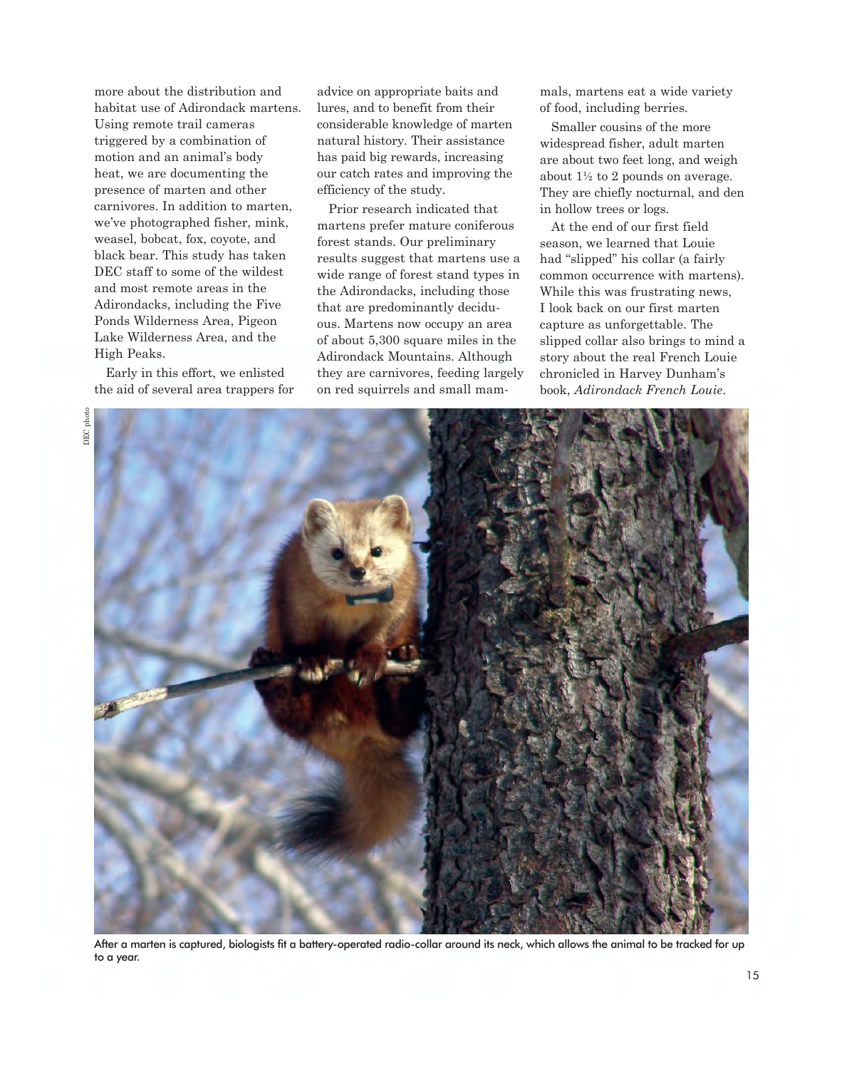more about the distribution and habitat use of Adirondack martens. Using remote trail cameras triggered by a combination of motion and an animal's body heat, we are documenting the presence of marten and other carnivores. In addition to marten, we've photographed fisher, mink, weasel, bobcat, fox, coyote, and black bear. This study has taken DEC staff to some of the wildest and most remote areas in the Adirondacks, including the Five Ponds Wilderness Area, Pigeon Lake Wilderness Area, and the High Peaks.

Early in this effort, we enlisted the aid of several area trappers for advice on appropriate baits and lures, and to benefit from their considerable knowledge of marten natural history. Their assistance has paid big rewards, increasing our catch rates and improving the efficiency of the study.

Prior research indicated that martens prefer mature coniferous forest stands. Our preliminary results suggest that martens use a wide range of forest stand types in the Adirondacks, including those that are predominantly deciduous. Martens now occupy an area of about 5,300 square miles in the Adirondack Mountains. Although they are carnivores, feeding largely on red squirrels and small mammals, martens eat a wide variety of food, including berries.

Smaller cousins of the more widespread fisher, adult marten are about two feet long, and weigh about 1½ to 2 pounds on average. They are chiefly nocturnal, and den in hollow trees or logs.

At the end of our first field season, we learned that Louie had "slipped" his collar (a fairly common occurrence with martens). While this was frustrating news, I look back on our first marten capture as unforgettable. The slipped collar also brings to mind a story about the real French Louie chronicled in Harvey Dunham's book, *Adirondack French Louie*.

DEC photo

After a marten is captured, biologists fit a battery-operated radio-collar around its neck, which allows the animal to be tracked for up to a year.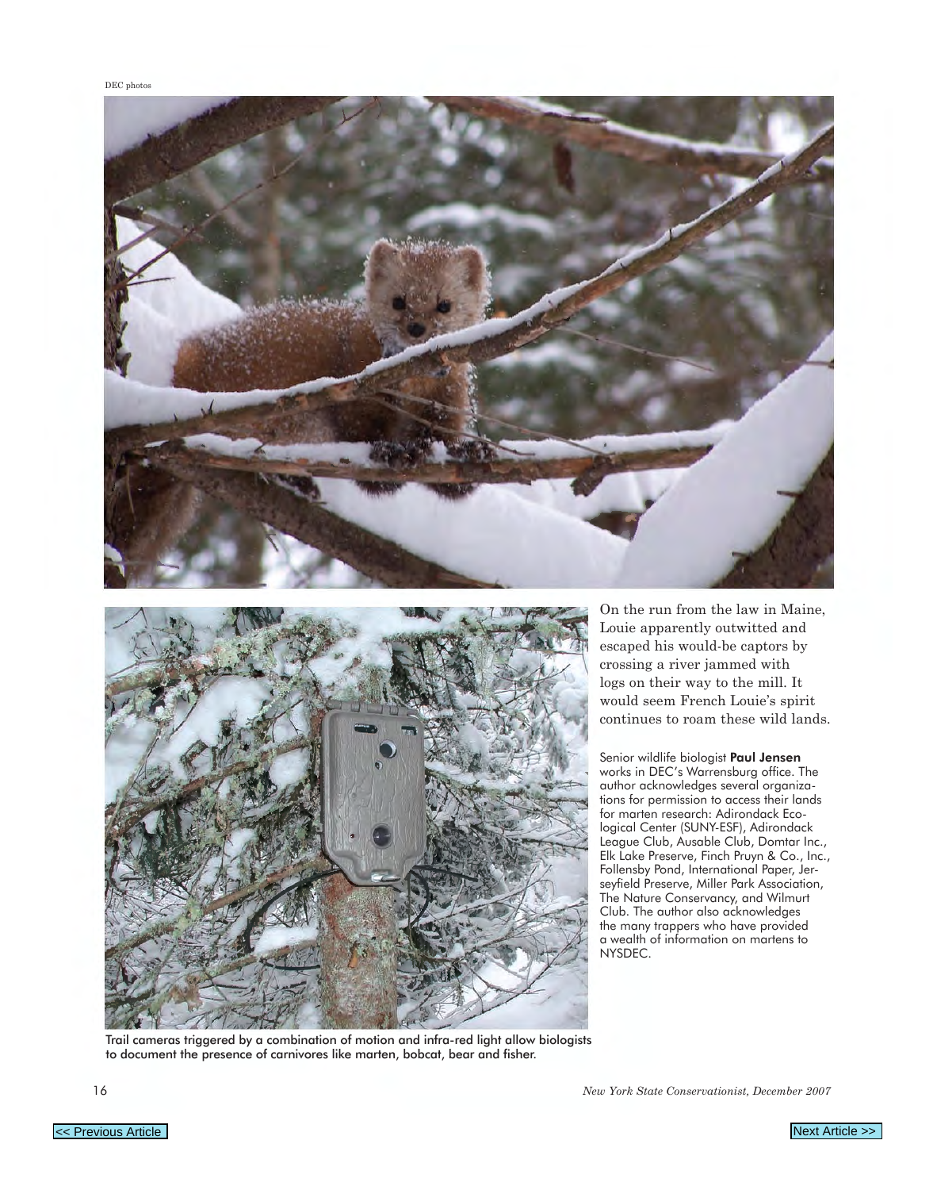DEC photos

On the run from the law in Maine, Louie apparently outwitted and escaped his would-be captors by crossing a river jammed with logs on their way to the mill. It would seem French Louie's spirit continues to roam these wild lands.

Senior wildlife biologist **Paul Jensen** works in DEC's Warrensburg office. The author acknowledges several organizations for permission to access their lands for marten research: Adirondack Ecological Center (SUNY-ESF), Adirondack League Club, Ausable Club, Domtar Inc., Elk Lake Preserve, Finch Pruyn & Co., Inc., Follensby Pond, International Paper, Jerseyfield Preserve, Miller Park Association, The Nature Conservancy, and Wilmurt Club. The author also acknowledges the many trappers who have provided a wealth of information on martens to NYSDEC.

Trail cameras triggered by a combination of motion and infra-red light allow biologists to document the presence of carnivores like marten, bobcat, bear and fisher.